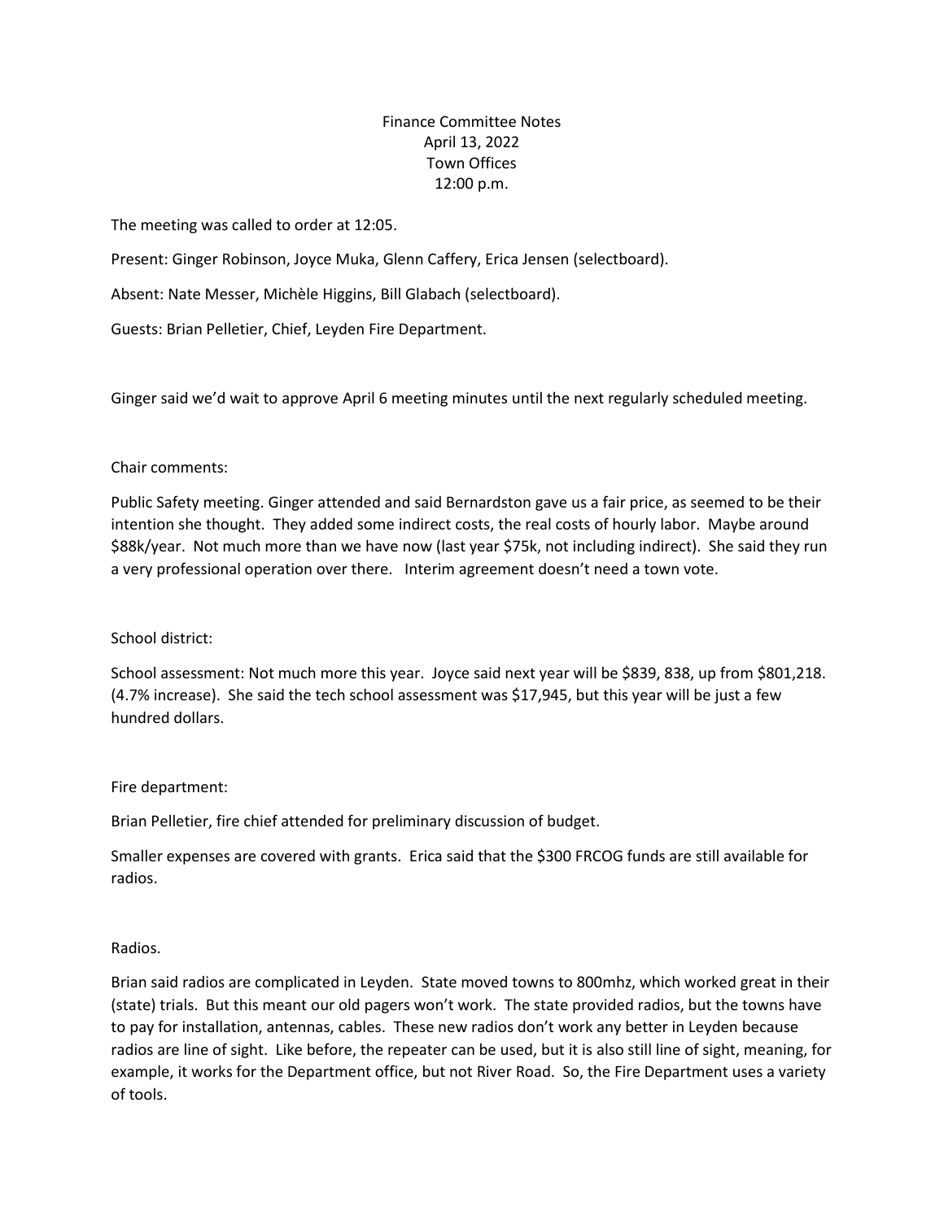# Finance Committee Notes
April 13, 2022
Town Offices
12:00 p.m.

The meeting was called to order at 12:05.

Present: Ginger Robinson, Joyce Muka, Glenn Caffery, Erica Jensen (selectboard).

Absent: Nate Messer, Michèle Higgins, Bill Glabach (selectboard).

Guests: Brian Pelletier, Chief, Leyden Fire Department.

Ginger said we'd wait to approve April 6 meeting minutes until the next regularly scheduled meeting.

Chair comments:

Public Safety meeting. Ginger attended and said Bernardston gave us a fair price, as seemed to be their intention she thought. They added some indirect costs, the real costs of hourly labor. Maybe around $88k/year. Not much more than we have now (last year $75k, not including indirect). She said they run a very professional operation over there. Interim agreement doesn't need a town vote.

School district:

School assessment: Not much more this year. Joyce said next year will be $839, 838, up from $801,218. (4.7% increase). She said the tech school assessment was $17,945, but this year will be just a few hundred dollars.

Fire department:

Brian Pelletier, fire chief attended for preliminary discussion of budget.

Smaller expenses are covered with grants. Erica said that the $300 FRCOG funds are still available for radios.

Radios.

Brian said radios are complicated in Leyden. State moved towns to 800mhz, which worked great in their (state) trials. But this meant our old pagers won't work. The state provided radios, but the towns have to pay for installation, antennas, cables. These new radios don't work any better in Leyden because radios are line of sight. Like before, the repeater can be used, but it is also still line of sight, meaning, for example, it works for the Department office, but not River Road. So, the Fire Department uses a variety of tools.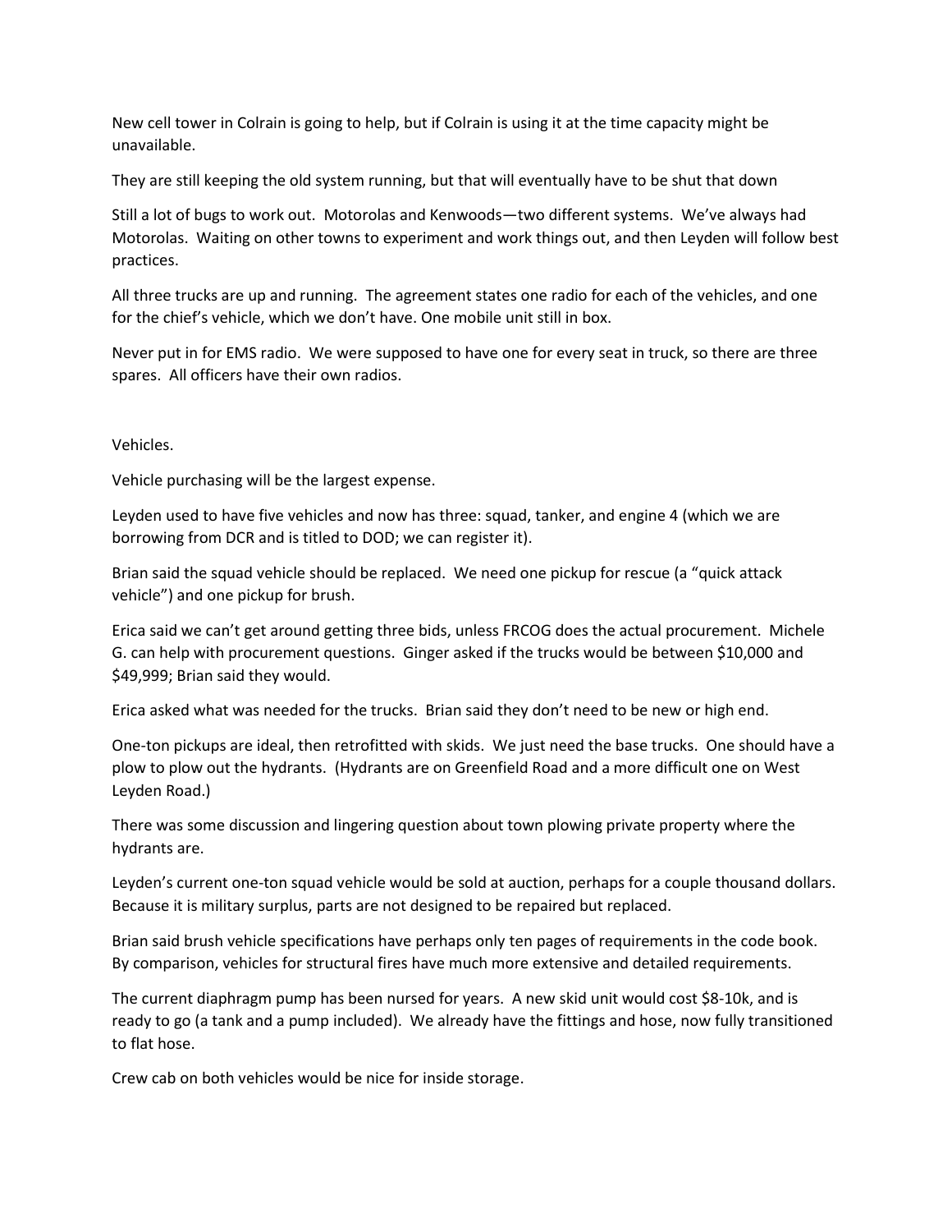New cell tower in Colrain is going to help, but if Colrain is using it at the time capacity might be unavailable.

They are still keeping the old system running, but that will eventually have to be shut that down

Still a lot of bugs to work out. Motorolas and Kenwoods—two different systems. We've always had Motorolas. Waiting on other towns to experiment and work things out, and then Leyden will follow best practices.

All three trucks are up and running. The agreement states one radio for each of the vehicles, and one for the chief's vehicle, which we don't have. One mobile unit still in box.

Never put in for EMS radio. We were supposed to have one for every seat in truck, so there are three spares. All officers have their own radios.

Vehicles.

Vehicle purchasing will be the largest expense.

Leyden used to have five vehicles and now has three: squad, tanker, and engine 4 (which we are borrowing from DCR and is titled to DOD; we can register it).

Brian said the squad vehicle should be replaced. We need one pickup for rescue (a "quick attack vehicle") and one pickup for brush.

Erica said we can't get around getting three bids, unless FRCOG does the actual procurement. Michele G. can help with procurement questions. Ginger asked if the trucks would be between $10,000 and $49,999; Brian said they would.

Erica asked what was needed for the trucks. Brian said they don't need to be new or high end.

One-ton pickups are ideal, then retrofitted with skids. We just need the base trucks. One should have a plow to plow out the hydrants. (Hydrants are on Greenfield Road and a more difficult one on West Leyden Road.)

There was some discussion and lingering question about town plowing private property where the hydrants are.

Leyden's current one-ton squad vehicle would be sold at auction, perhaps for a couple thousand dollars. Because it is military surplus, parts are not designed to be repaired but replaced.

Brian said brush vehicle specifications have perhaps only ten pages of requirements in the code book. By comparison, vehicles for structural fires have much more extensive and detailed requirements.

The current diaphragm pump has been nursed for years. A new skid unit would cost $8-10k, and is ready to go (a tank and a pump included). We already have the fittings and hose, now fully transitioned to flat hose.

Crew cab on both vehicles would be nice for inside storage.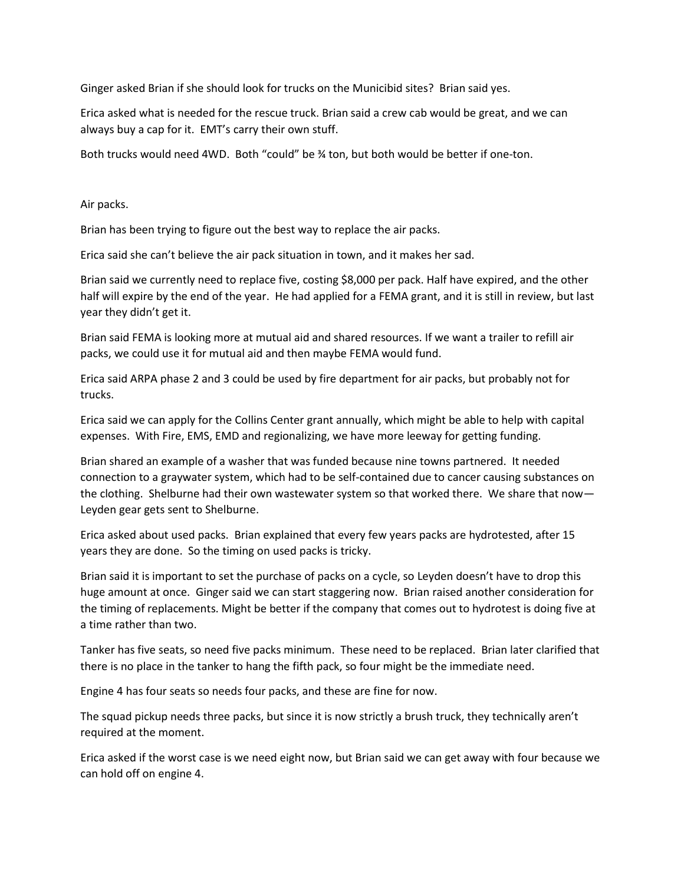Ginger asked Brian if she should look for trucks on the Municibid sites? Brian said yes.

Erica asked what is needed for the rescue truck. Brian said a crew cab would be great, and we can always buy a cap for it. EMT's carry their own stuff.

Both trucks would need 4WD. Both "could" be ¾ ton, but both would be better if one-ton.

Air packs.

Brian has been trying to figure out the best way to replace the air packs.

Erica said she can't believe the air pack situation in town, and it makes her sad.

Brian said we currently need to replace five, costing $8,000 per pack. Half have expired, and the other half will expire by the end of the year. He had applied for a FEMA grant, and it is still in review, but last year they didn't get it.

Brian said FEMA is looking more at mutual aid and shared resources. If we want a trailer to refill air packs, we could use it for mutual aid and then maybe FEMA would fund.

Erica said ARPA phase 2 and 3 could be used by fire department for air packs, but probably not for trucks.

Erica said we can apply for the Collins Center grant annually, which might be able to help with capital expenses. With Fire, EMS, EMD and regionalizing, we have more leeway for getting funding.

Brian shared an example of a washer that was funded because nine towns partnered. It needed connection to a graywater system, which had to be self-contained due to cancer causing substances on the clothing. Shelburne had their own wastewater system so that worked there. We share that now—Leyden gear gets sent to Shelburne.

Erica asked about used packs. Brian explained that every few years packs are hydrotested, after 15 years they are done. So the timing on used packs is tricky.

Brian said it is important to set the purchase of packs on a cycle, so Leyden doesn't have to drop this huge amount at once. Ginger said we can start staggering now. Brian raised another consideration for the timing of replacements. Might be better if the company that comes out to hydrotest is doing five at a time rather than two.

Tanker has five seats, so need five packs minimum. These need to be replaced. Brian later clarified that there is no place in the tanker to hang the fifth pack, so four might be the immediate need.

Engine 4 has four seats so needs four packs, and these are fine for now.

The squad pickup needs three packs, but since it is now strictly a brush truck, they technically aren't required at the moment.

Erica asked if the worst case is we need eight now, but Brian said we can get away with four because we can hold off on engine 4.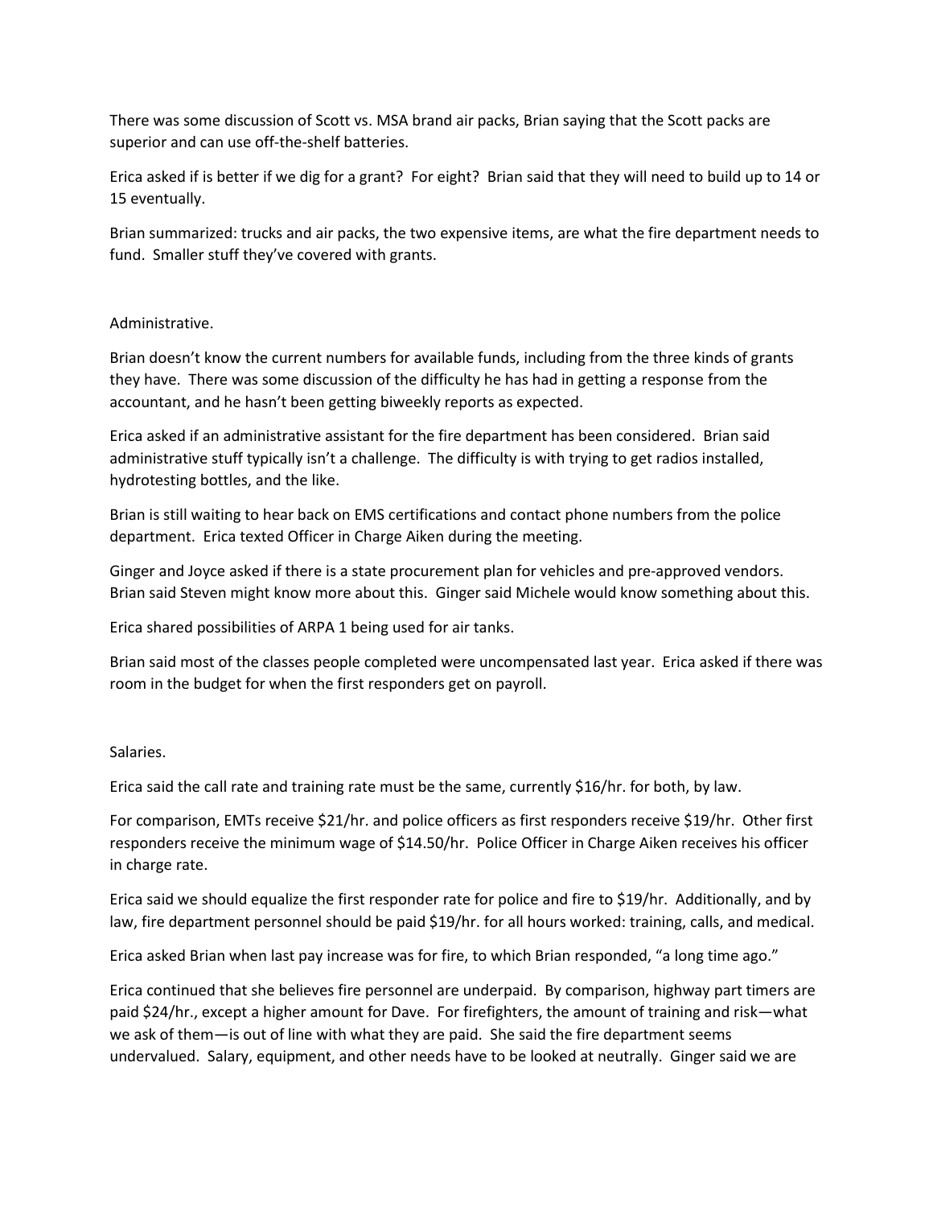There was some discussion of Scott vs. MSA brand air packs, Brian saying that the Scott packs are superior and can use off-the-shelf batteries.

Erica asked if is better if we dig for a grant? For eight? Brian said that they will need to build up to 14 or 15 eventually.

Brian summarized: trucks and air packs, the two expensive items, are what the fire department needs to fund. Smaller stuff they've covered with grants.

Administrative.

Brian doesn't know the current numbers for available funds, including from the three kinds of grants they have. There was some discussion of the difficulty he has had in getting a response from the accountant, and he hasn't been getting biweekly reports as expected.

Erica asked if an administrative assistant for the fire department has been considered. Brian said administrative stuff typically isn't a challenge. The difficulty is with trying to get radios installed, hydrotesting bottles, and the like.

Brian is still waiting to hear back on EMS certifications and contact phone numbers from the police department. Erica texted Officer in Charge Aiken during the meeting.

Ginger and Joyce asked if there is a state procurement plan for vehicles and pre-approved vendors. Brian said Steven might know more about this. Ginger said Michele would know something about this.

Erica shared possibilities of ARPA 1 being used for air tanks.

Brian said most of the classes people completed were uncompensated last year. Erica asked if there was room in the budget for when the first responders get on payroll.

Salaries.

Erica said the call rate and training rate must be the same, currently $16/hr. for both, by law.

For comparison, EMTs receive $21/hr. and police officers as first responders receive $19/hr. Other first responders receive the minimum wage of $14.50/hr. Police Officer in Charge Aiken receives his officer in charge rate.

Erica said we should equalize the first responder rate for police and fire to $19/hr. Additionally, and by law, fire department personnel should be paid $19/hr. for all hours worked: training, calls, and medical.

Erica asked Brian when last pay increase was for fire, to which Brian responded, "a long time ago."

Erica continued that she believes fire personnel are underpaid. By comparison, highway part timers are paid $24/hr., except a higher amount for Dave. For firefighters, the amount of training and risk—what we ask of them—is out of line with what they are paid. She said the fire department seems undervalued. Salary, equipment, and other needs have to be looked at neutrally. Ginger said we are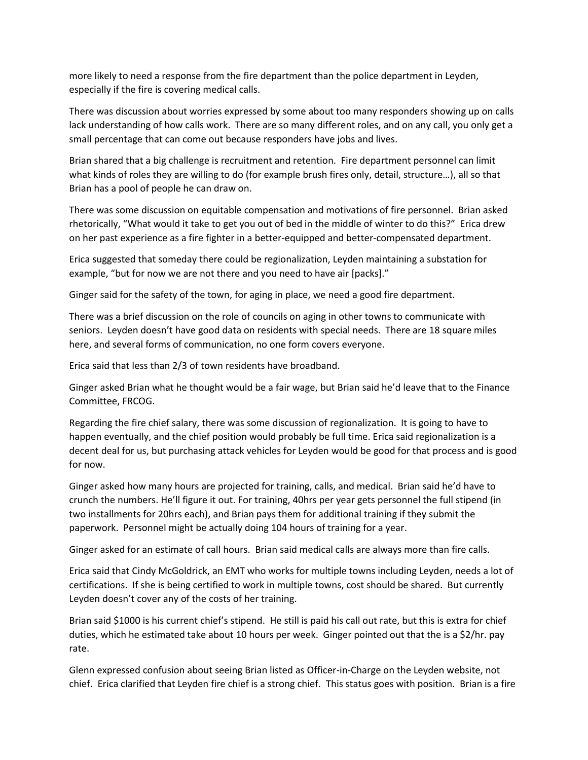more likely to need a response from the fire department than the police department in Leyden, especially if the fire is covering medical calls.

There was discussion about worries expressed by some about too many responders showing up on calls lack understanding of how calls work. There are so many different roles, and on any call, you only get a small percentage that can come out because responders have jobs and lives.

Brian shared that a big challenge is recruitment and retention. Fire department personnel can limit what kinds of roles they are willing to do (for example brush fires only, detail, structure…), all so that Brian has a pool of people he can draw on.

There was some discussion on equitable compensation and motivations of fire personnel. Brian asked rhetorically, "What would it take to get you out of bed in the middle of winter to do this?" Erica drew on her past experience as a fire fighter in a better-equipped and better-compensated department.

Erica suggested that someday there could be regionalization, Leyden maintaining a substation for example, "but for now we are not there and you need to have air [packs]."

Ginger said for the safety of the town, for aging in place, we need a good fire department.

There was a brief discussion on the role of councils on aging in other towns to communicate with seniors. Leyden doesn't have good data on residents with special needs. There are 18 square miles here, and several forms of communication, no one form covers everyone.

Erica said that less than 2/3 of town residents have broadband.

Ginger asked Brian what he thought would be a fair wage, but Brian said he'd leave that to the Finance Committee, FRCOG.

Regarding the fire chief salary, there was some discussion of regionalization. It is going to have to happen eventually, and the chief position would probably be full time. Erica said regionalization is a decent deal for us, but purchasing attack vehicles for Leyden would be good for that process and is good for now.

Ginger asked how many hours are projected for training, calls, and medical. Brian said he'd have to crunch the numbers. He'll figure it out. For training, 40hrs per year gets personnel the full stipend (in two installments for 20hrs each), and Brian pays them for additional training if they submit the paperwork. Personnel might be actually doing 104 hours of training for a year.

Ginger asked for an estimate of call hours. Brian said medical calls are always more than fire calls.

Erica said that Cindy McGoldrick, an EMT who works for multiple towns including Leyden, needs a lot of certifications. If she is being certified to work in multiple towns, cost should be shared. But currently Leyden doesn't cover any of the costs of her training.

Brian said $1000 is his current chief's stipend. He still is paid his call out rate, but this is extra for chief duties, which he estimated take about 10 hours per week. Ginger pointed out that the is a $2/hr. pay rate.

Glenn expressed confusion about seeing Brian listed as Officer-in-Charge on the Leyden website, not chief. Erica clarified that Leyden fire chief is a strong chief. This status goes with position. Brian is a fire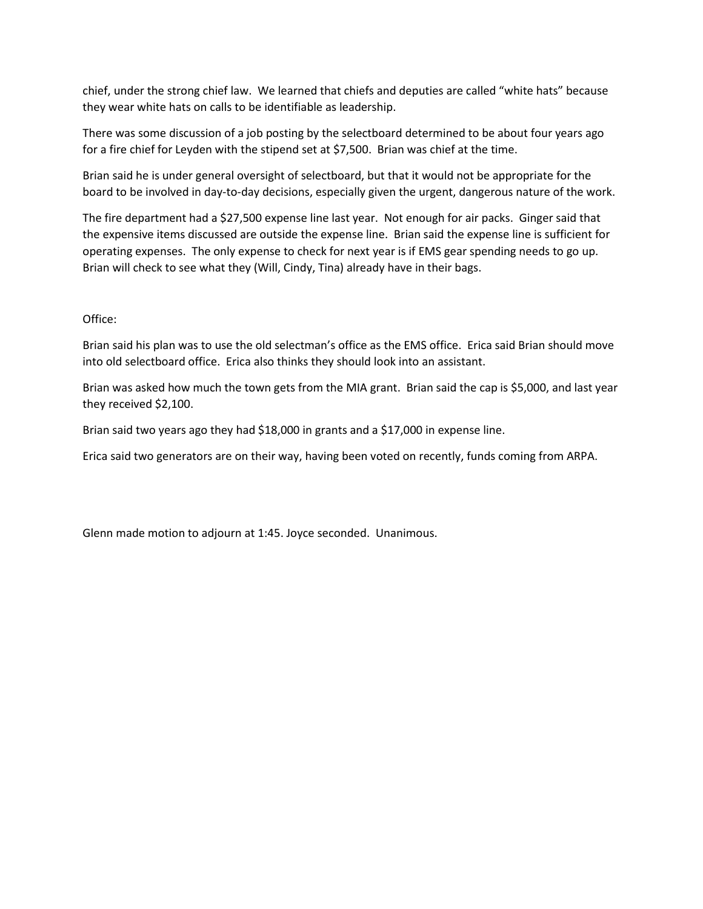chief, under the strong chief law. We learned that chiefs and deputies are called "white hats" because they wear white hats on calls to be identifiable as leadership.

There was some discussion of a job posting by the selectboard determined to be about four years ago for a fire chief for Leyden with the stipend set at $7,500. Brian was chief at the time.

Brian said he is under general oversight of selectboard, but that it would not be appropriate for the board to be involved in day-to-day decisions, especially given the urgent, dangerous nature of the work.

The fire department had a $27,500 expense line last year. Not enough for air packs. Ginger said that the expensive items discussed are outside the expense line. Brian said the expense line is sufficient for operating expenses. The only expense to check for next year is if EMS gear spending needs to go up. Brian will check to see what they (Will, Cindy, Tina) already have in their bags.

Office:

Brian said his plan was to use the old selectman's office as the EMS office. Erica said Brian should move into old selectboard office. Erica also thinks they should look into an assistant.

Brian was asked how much the town gets from the MIA grant. Brian said the cap is $5,000, and last year they received $2,100.

Brian said two years ago they had $18,000 in grants and a $17,000 in expense line.

Erica said two generators are on their way, having been voted on recently, funds coming from ARPA.

Glenn made motion to adjourn at 1:45. Joyce seconded. Unanimous.